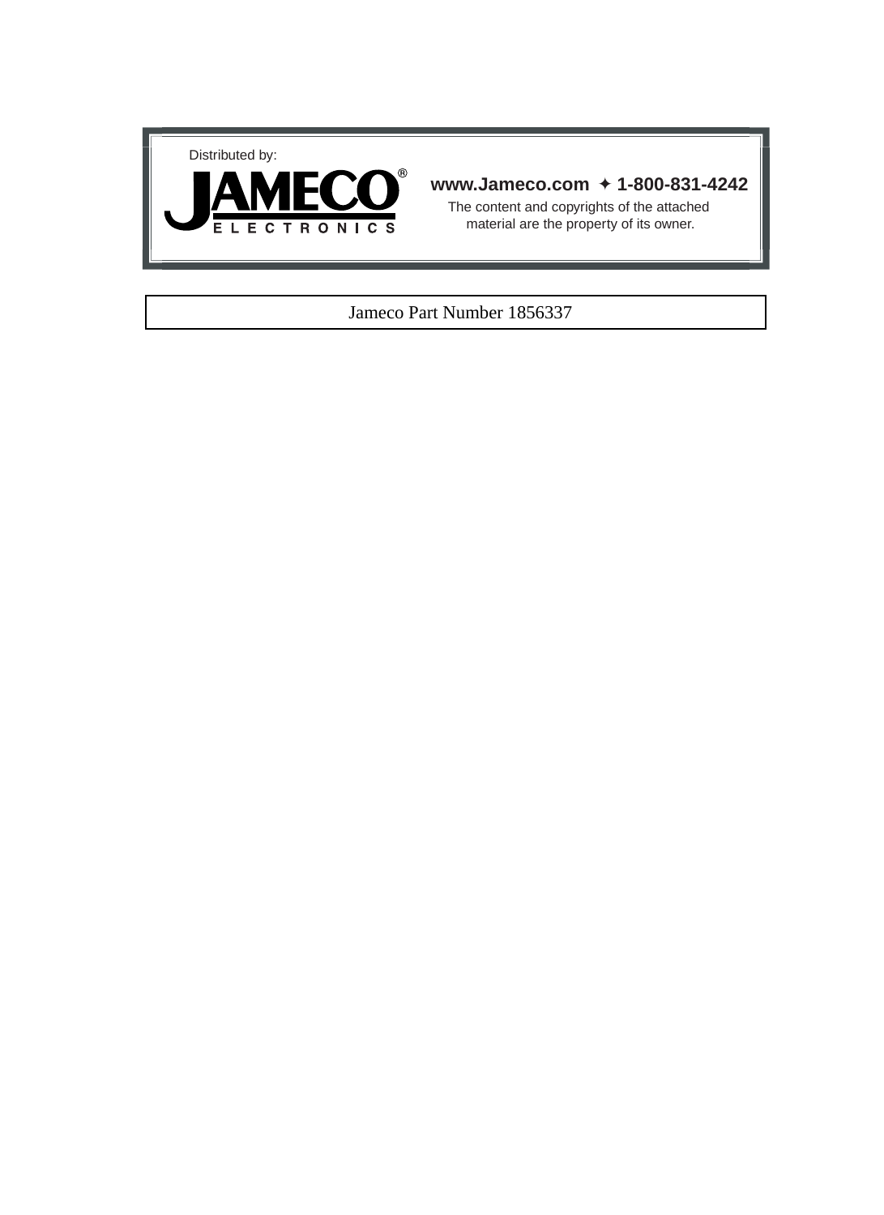Distributed by:

**JAMECO®**
E L E C T R O N I C S

**www.Jameco.com ✦ 1-800-831-4242**

The content and copyrights of the attached material are the property of its owner.

Jameco Part Number 1856337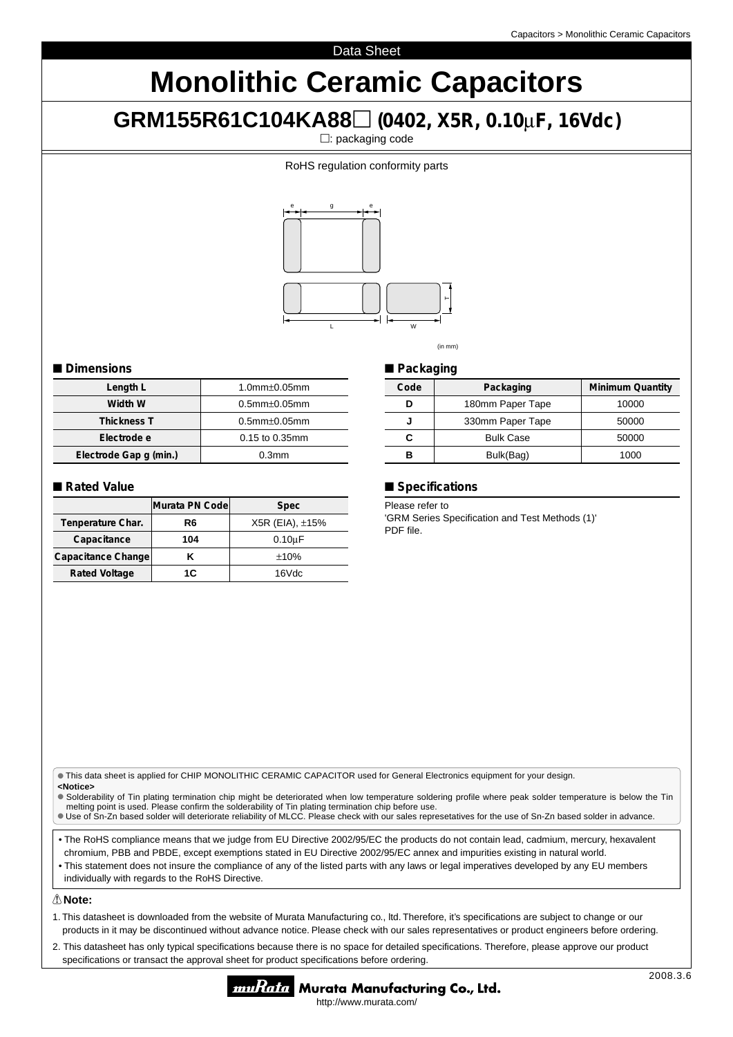Capacitors > Monolithic Ceramic Capacitors

Data Sheet

# Monolithic Ceramic Capacitors

## GRM155R61C104KA88□ (0402, X5R, 0.10μF, 16Vdc)

□: packaging code

RoHS regulation conformity parts

e g e

T

L W

(in mm)

### ■ Dimensions

| | |
|---|---|
| Length L | 1.0mm±0.05mm |
| Width W | 0.5mm±0.05mm |
| Thickness T | 0.5mm±0.05mm |
| Electrode e | 0.15 to 0.35mm |
| Electrode Gap g (min.) | 0.3mm |

### ■ Packaging

| Code | Packaging | Minimum Quantity |
|---|---|---|
| D | 180mm Paper Tape | 10000 |
| J | 330mm Paper Tape | 50000 |
| C | Bulk Case | 50000 |
| B | Bulk(Bag) | 1000 |

### ■ Rated Value

| | Murata PN Code | Spec |
|---|---|---|
| Tenperature Char. | R6 | X5R (EIA), ±15% |
| Capacitance | 104 | 0.10μF |
| Capacitance Change | K | ±10% |
| Rated Voltage | 1C | 16Vdc |

### ■ Specifications

Please refer to
'GRM Series Specification and Test Methods (1)'
PDF file.

- This data sheet is applied for CHIP MONOLITHIC CERAMIC CAPACITOR used for General Electronics equipment for your design.

**<Notice>**

- Solderability of Tin plating termination chip might be deteriorated when low temperature soldering profile where peak solder temperature is below the Tin melting point is used. Please confirm the solderability of Tin plating termination chip before use.
- Use of Sn-Zn based solder will deteriorate reliability of MLCC. Please check with our sales represetatives for the use of Sn-Zn based solder in advance.

- The RoHS compliance means that we judge from EU Directive 2002/95/EC the products do not contain lead, cadmium, mercury, hexavalent chromium, PBB and PBDE, except exemptions stated in EU Directive 2002/95/EC annex and impurities existing in natural world.
- This statement does not insure the compliance of any of the listed parts with any laws or legal imperatives developed by any EU members individually with regards to the RoHS Directive.

**⚠Note:**

1. This datasheet is downloaded from the website of Murata Manufacturing co., ltd. Therefore, it's specifications are subject to change or our products in it may be discontinued without advance notice. Please check with our sales representatives or product engineers before ordering.
2. This datasheet has only typical specifications because there is no space for detailed specifications. Therefore, please approve our product specifications or transact the approval sheet for product specifications before ordering.

2008.3.6

Murata Manufacturing Co., Ltd.
http://www.murata.com/